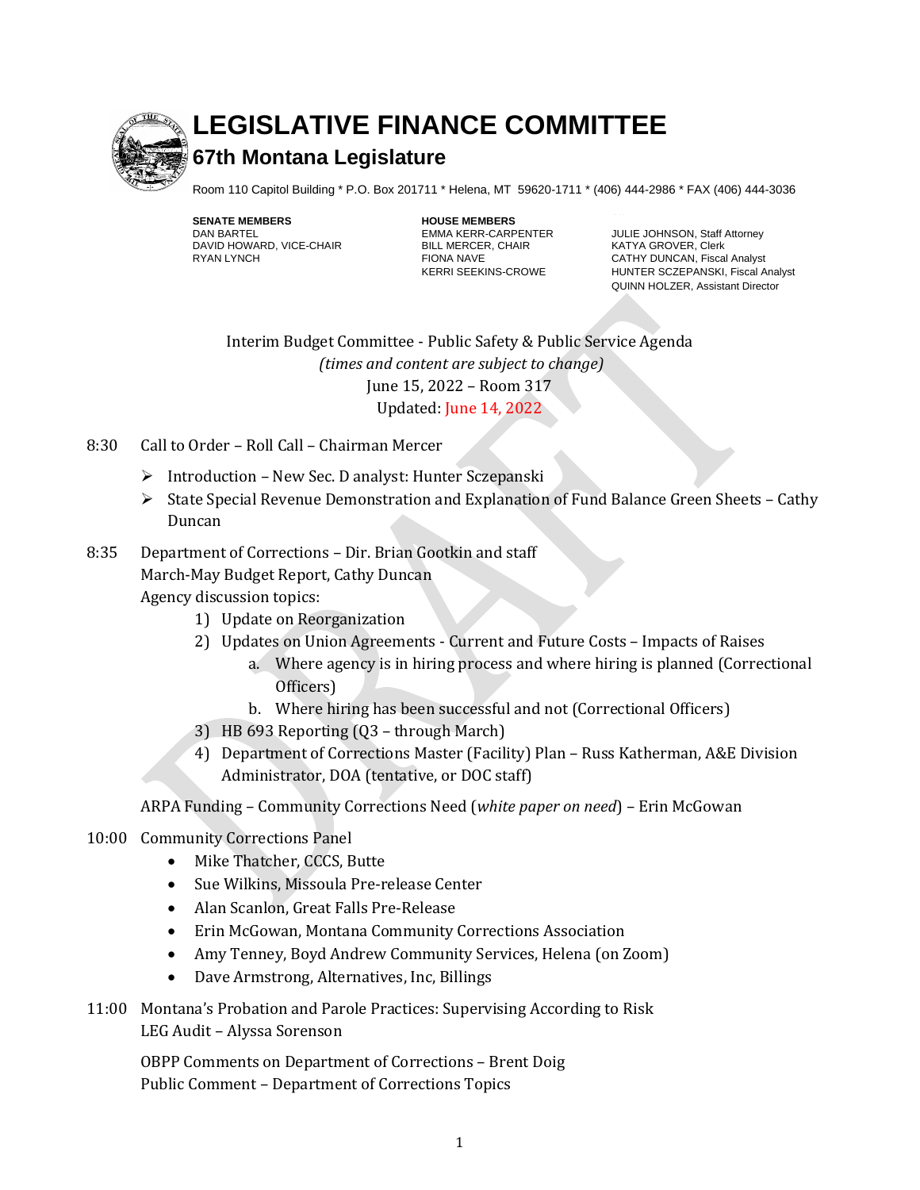# LEGISLATIVE FINANCE COMMITTEE

## 67th Montana Legislature

Room 110 Capitol Building * P.O. Box 201711 * Helena, MT 59620-1711 * (406) 444-2986 * FAX (406) 444-3036

**SENATE MEMBERS**
DAN BARTEL
DAVID HOWARD, VICE-CHAIR
RYAN LYNCH

**HOUSE MEMBERS**
EMMA KERR-CARPENTER
BILL MERCER, CHAIR
FIONA NAVE
KERRI SEEKINS-CROWE

JULIE JOHNSON, Staff Attorney
KATYA GROVER, Clerk
CATHY DUNCAN, Fiscal Analyst
HUNTER SCZEPANSKI, Fiscal Analyst
QUINN HOLZER, Assistant Director

Interim Budget Committee - Public Safety & Public Service Agenda
*(times and content are subject to change)*
June 15, 2022 – Room 317
Updated: June 14, 2022

8:30 Call to Order – Roll Call – Chairman Mercer

- Introduction – New Sec. D analyst: Hunter Sczepanski
- State Special Revenue Demonstration and Explanation of Fund Balance Green Sheets – Cathy Duncan

8:35 Department of Corrections – Dir. Brian Gootkin and staff
March-May Budget Report, Cathy Duncan
Agency discussion topics:

1) Update on Reorganization
2) Updates on Union Agreements - Current and Future Costs – Impacts of Raises
   a. Where agency is in hiring process and where hiring is planned (Correctional Officers)
   b. Where hiring has been successful and not (Correctional Officers)
3) HB 693 Reporting (Q3 – through March)
4) Department of Corrections Master (Facility) Plan – Russ Katherman, A&E Division Administrator, DOA (tentative, or DOC staff)

ARPA Funding – Community Corrections Need (*white paper on need*) – Erin McGowan

10:00 Community Corrections Panel

- Mike Thatcher, CCCS, Butte
- Sue Wilkins, Missoula Pre-release Center
- Alan Scanlon, Great Falls Pre-Release
- Erin McGowan, Montana Community Corrections Association
- Amy Tenney, Boyd Andrew Community Services, Helena (on Zoom)
- Dave Armstrong, Alternatives, Inc, Billings

11:00 Montana's Probation and Parole Practices: Supervising According to Risk
LEG Audit – Alyssa Sorenson

OBPP Comments on Department of Corrections – Brent Doig
Public Comment – Department of Corrections Topics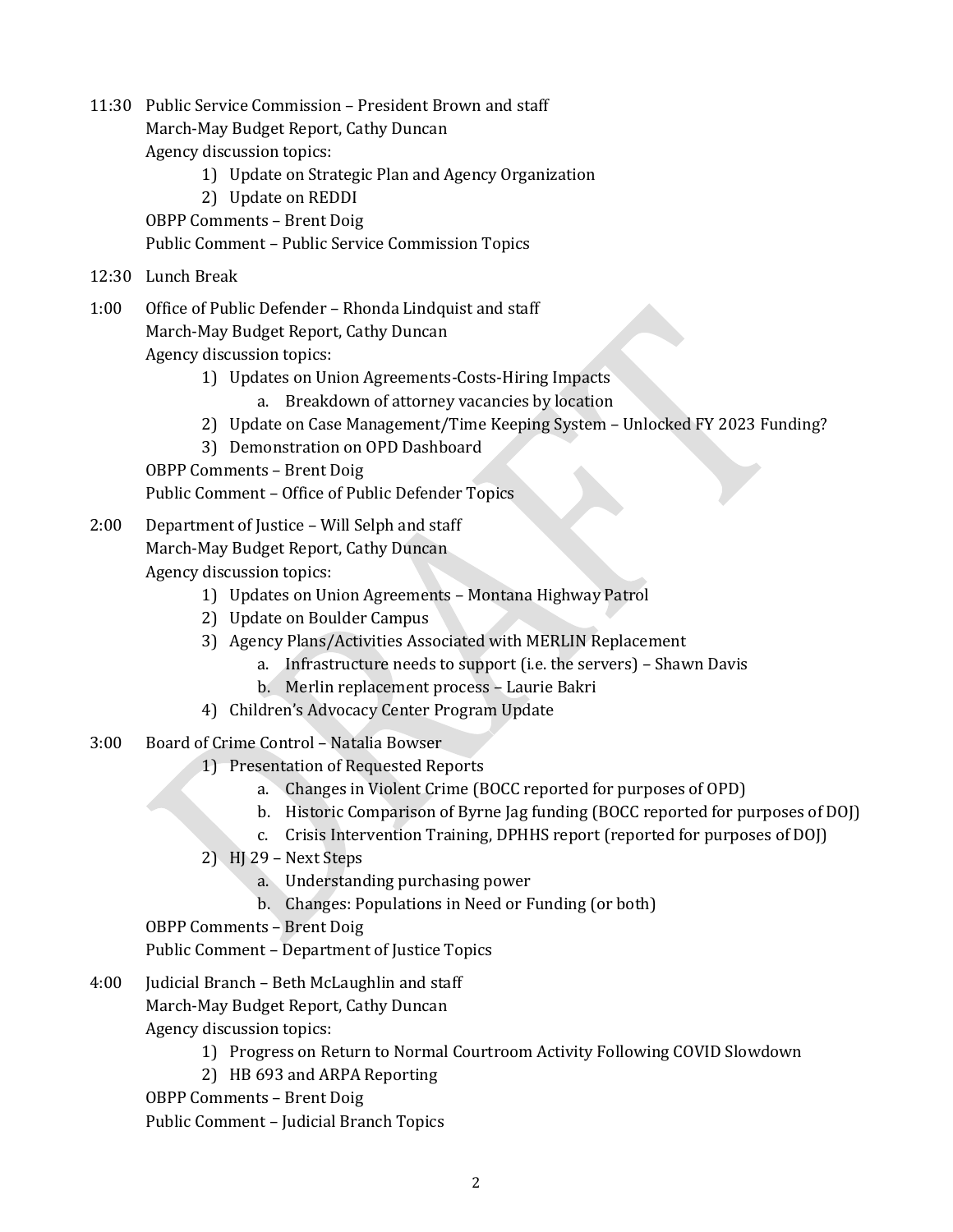11:30 Public Service Commission – President Brown and staff
March-May Budget Report, Cathy Duncan
Agency discussion topics:

1) Update on Strategic Plan and Agency Organization
2) Update on REDDI

OBPP Comments – Brent Doig
Public Comment – Public Service Commission Topics

12:30 Lunch Break

1:00 Office of Public Defender – Rhonda Lindquist and staff
March-May Budget Report, Cathy Duncan
Agency discussion topics:

1) Updates on Union Agreements-Costs-Hiring Impacts
    a. Breakdown of attorney vacancies by location
2) Update on Case Management/Time Keeping System – Unlocked FY 2023 Funding?
3) Demonstration on OPD Dashboard

OBPP Comments – Brent Doig
Public Comment – Office of Public Defender Topics

2:00 Department of Justice – Will Selph and staff
March-May Budget Report, Cathy Duncan
Agency discussion topics:

1) Updates on Union Agreements – Montana Highway Patrol
2) Update on Boulder Campus
3) Agency Plans/Activities Associated with MERLIN Replacement
    a. Infrastructure needs to support (i.e. the servers) – Shawn Davis
    b. Merlin replacement process – Laurie Bakri
4) Children's Advocacy Center Program Update

3:00 Board of Crime Control – Natalia Bowser

1) Presentation of Requested Reports
    a. Changes in Violent Crime (BOCC reported for purposes of OPD)
    b. Historic Comparison of Byrne Jag funding (BOCC reported for purposes of DOJ)
    c. Crisis Intervention Training, DPHHS report (reported for purposes of DOJ)
2) HJ 29 – Next Steps
    a. Understanding purchasing power
    b. Changes: Populations in Need or Funding (or both)

OBPP Comments – Brent Doig
Public Comment – Department of Justice Topics

4:00 Judicial Branch – Beth McLaughlin and staff
March-May Budget Report, Cathy Duncan
Agency discussion topics:

1) Progress on Return to Normal Courtroom Activity Following COVID Slowdown
2) HB 693 and ARPA Reporting

OBPP Comments – Brent Doig
Public Comment – Judicial Branch Topics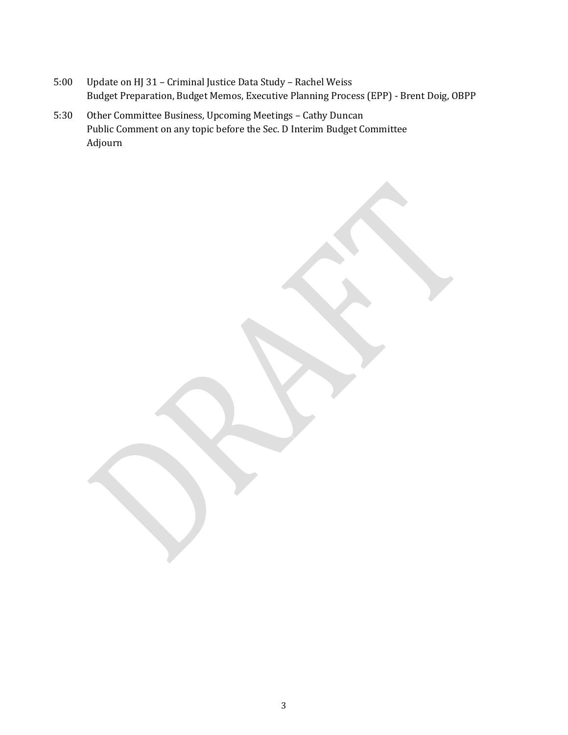5:00 Update on HJ 31 – Criminal Justice Data Study – Rachel Weiss
Budget Preparation, Budget Memos, Executive Planning Process (EPP) - Brent Doig, OBPP

5:30 Other Committee Business, Upcoming Meetings – Cathy Duncan
Public Comment on any topic before the Sec. D Interim Budget Committee
Adjourn

DRAFT